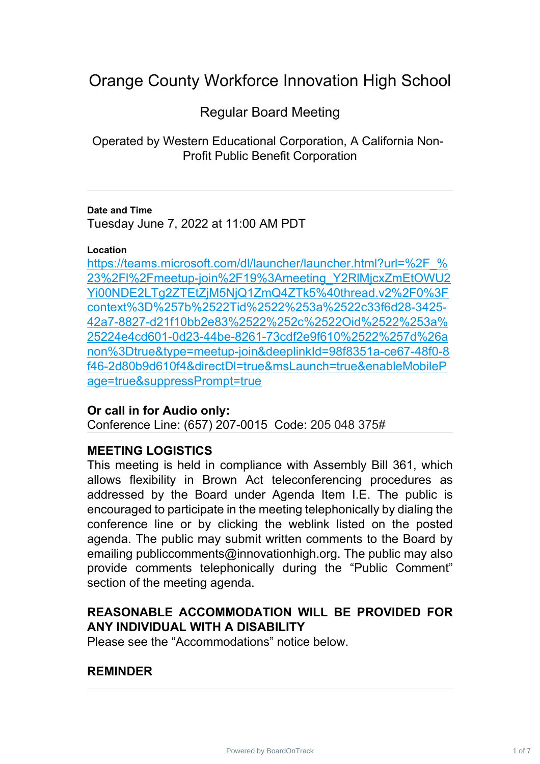# Orange County Workforce Innovation High School

## Regular Board Meeting

Operated by Western Educational Corporation, A California Non-Profit Public Benefit Corporation

---

**Date and Time**

Tuesday June 7, 2022 at 11:00 AM PDT

**Location**

https://teams.microsoft.com/dl/launcher/launcher.html?url=%2F_%23%2Fl%2Fmeetup-join%2F19%3Ameeting_Y2RlMjcxZmEtOWU2Yi00NDE2LTg2ZTEtZjM5NjQ1ZmQ4ZTk5%40thread.v2%2F0%3Fcontext%3D%257b%2522Tid%2522%253a%2522c33f6d28-3425-42a7-8827-d21f10bb2e83%2522%252c%2522Oid%2522%253a%25224e4cd601-0d23-44be-8261-73cdf2e9f610%2522%257d%26anon%3Dtrue&type=meetup-join&deeplinkId=98f8351a-ce67-48f0-8f46-2d80b9d610f4&directDl=true&msLaunch=true&enableMobilePage=true&suppressPrompt=true

### Or call in for Audio only:

Conference Line: (657) 207-0015 Code: 205 048 375#

---

### MEETING LOGISTICS

This meeting is held in compliance with Assembly Bill 361, which allows flexibility in Brown Act teleconferencing procedures as addressed by the Board under Agenda Item I.E. The public is encouraged to participate in the meeting telephonically by dialing the conference line or by clicking the weblink listed on the posted agenda. The public may submit written comments to the Board by emailing publiccomments@innovationhigh.org. The public may also provide comments telephonically during the "Public Comment" section of the meeting agenda.

### REASONABLE ACCOMMODATION WILL BE PROVIDED FOR ANY INDIVIDUAL WITH A DISABILITY

Please see the "Accommodations" notice below.

### REMINDER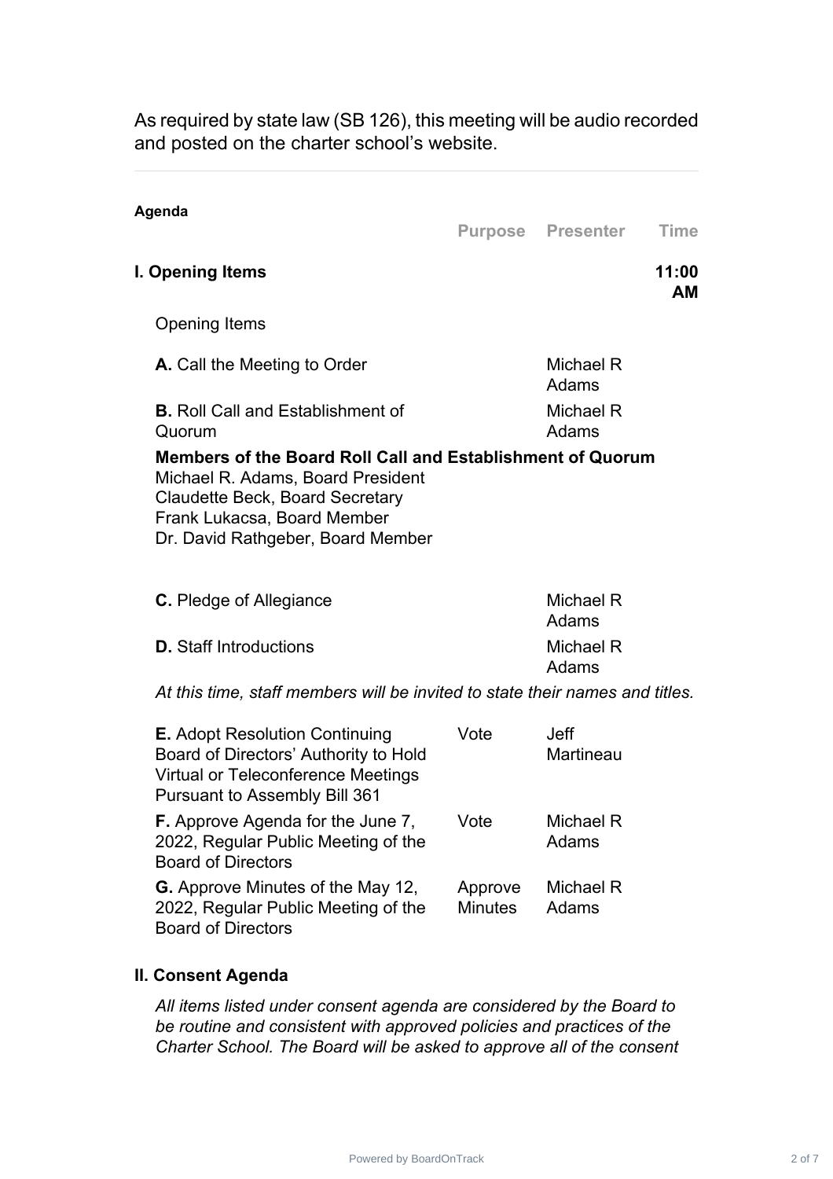As required by state law (SB 126), this meeting will be audio recorded and posted on the charter school's website.

---

**Agenda**

| | Purpose | Presenter | Time |
|---|---|---|---|
| **I. Opening Items** | | | **11:00 AM** |

Opening Items

| | Purpose | Presenter | Time |
|---|---|---|---|
| **A.** Call the Meeting to Order | | Michael R Adams | |
| **B.** Roll Call and Establishment of Quorum | | Michael R Adams | |

**Members of the Board Roll Call and Establishment of Quorum**
Michael R. Adams, Board President
Claudette Beck, Board Secretary
Frank Lukacsa, Board Member
Dr. David Rathgeber, Board Member

| | Purpose | Presenter | Time |
|---|---|---|---|
| **C.** Pledge of Allegiance | | Michael R Adams | |
| **D.** Staff Introductions | | Michael R Adams | |

*At this time, staff members will be invited to state their names and titles.*

| | Purpose | Presenter | Time |
|---|---|---|---|
| **E.** Adopt Resolution Continuing Board of Directors' Authority to Hold Virtual or Teleconference Meetings Pursuant to Assembly Bill 361 | Vote | Jeff Martineau | |
| **F.** Approve Agenda for the June 7, 2022, Regular Public Meeting of the Board of Directors | Vote | Michael R Adams | |
| **G.** Approve Minutes of the May 12, 2022, Regular Public Meeting of the Board of Directors | Approve Minutes | Michael R Adams | |

**II. Consent Agenda**

*All items listed under consent agenda are considered by the Board to be routine and consistent with approved policies and practices of the Charter School. The Board will be asked to approve all of the consent*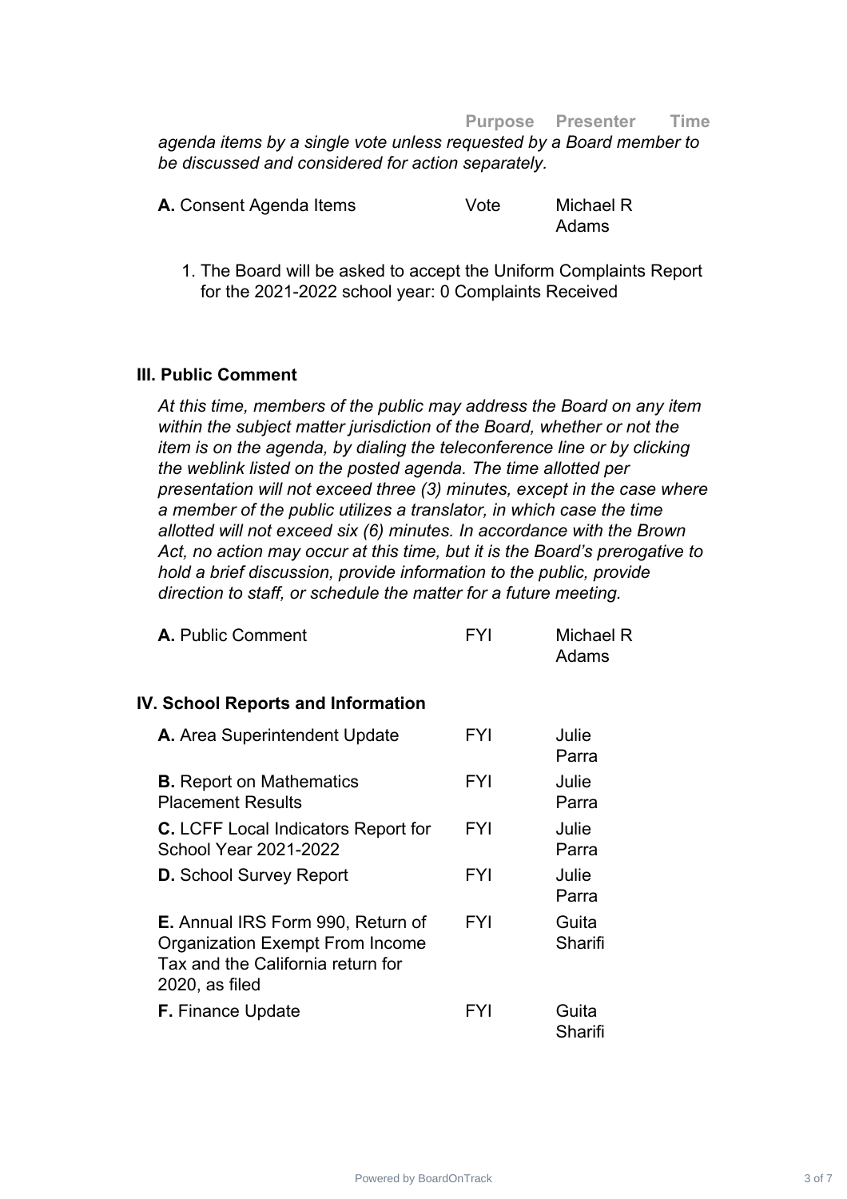| | Purpose | Presenter | Time |
|---|---|---|---|

*agenda items by a single vote unless requested by a Board member to be discussed and considered for action separately.*

| | Purpose | Presenter | Time |
|---|---|---|---|
| **A.** Consent Agenda Items | Vote | Michael R Adams | |

1. The Board will be asked to accept the Uniform Complaints Report for the 2021-2022 school year: 0 Complaints Received

### III. Public Comment

*At this time, members of the public may address the Board on any item within the subject matter jurisdiction of the Board, whether or not the item is on the agenda, by dialing the teleconference line or by clicking the weblink listed on the posted agenda. The time allotted per presentation will not exceed three (3) minutes, except in the case where a member of the public utilizes a translator, in which case the time allotted will not exceed six (6) minutes. In accordance with the Brown Act, no action may occur at this time, but it is the Board's prerogative to hold a brief discussion, provide information to the public, provide direction to staff, or schedule the matter for a future meeting.*

| | Purpose | Presenter | Time |
|---|---|---|---|
| **A.** Public Comment | FYI | Michael R Adams | |

### IV. School Reports and Information

| | Purpose | Presenter | Time |
|---|---|---|---|
| **A.** Area Superintendent Update | FYI | Julie Parra | |
| **B.** Report on Mathematics Placement Results | FYI | Julie Parra | |
| **C.** LCFF Local Indicators Report for School Year 2021-2022 | FYI | Julie Parra | |
| **D.** School Survey Report | FYI | Julie Parra | |
| **E.** Annual IRS Form 990, Return of Organization Exempt From Income Tax and the California return for 2020, as filed | FYI | Guita Sharifi | |
| **F.** Finance Update | FYI | Guita Sharifi | |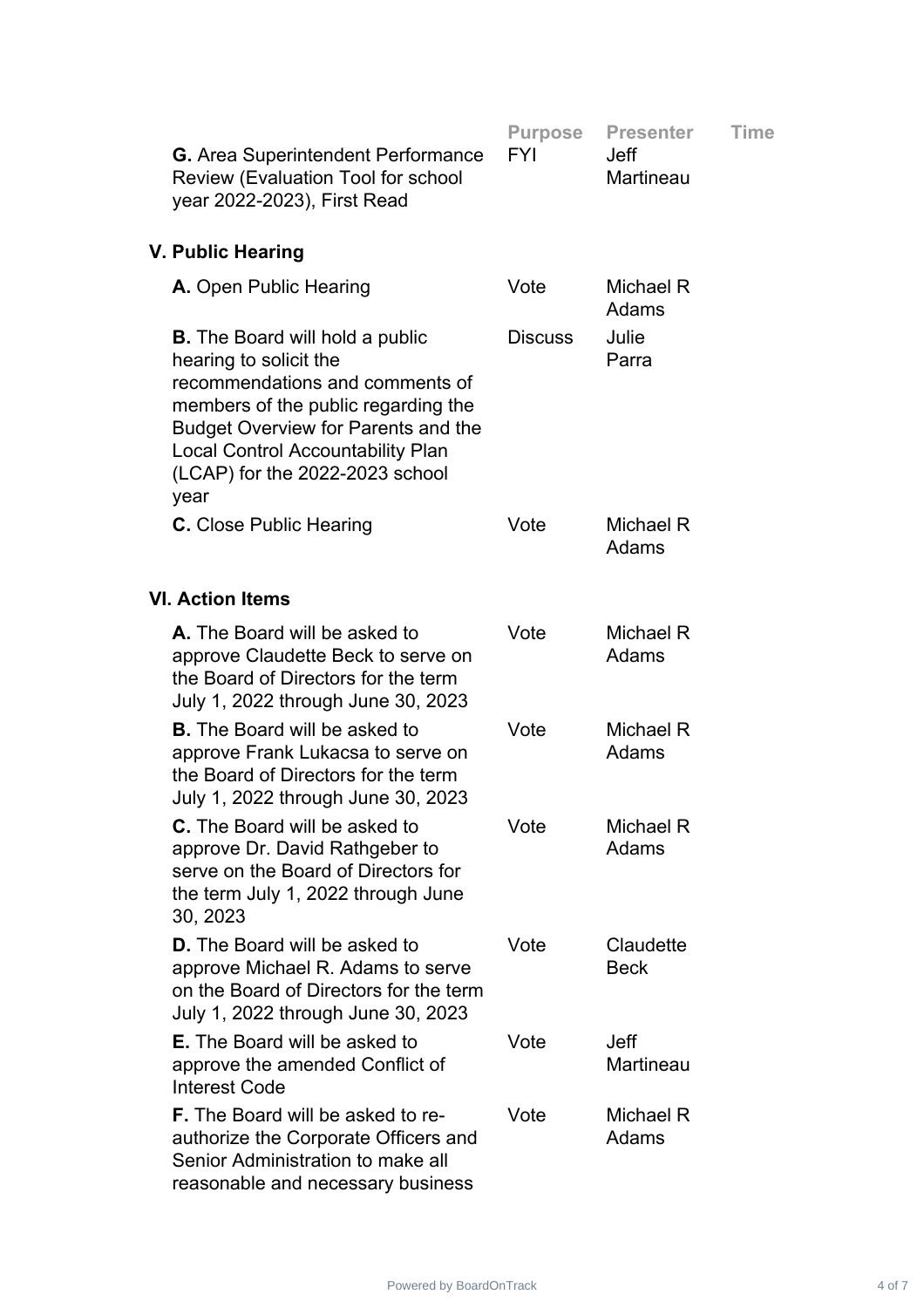| | Purpose | Presenter | Time |
|---|---|---|---|
| **G.** Area Superintendent Performance Review (Evaluation Tool for school year 2022-2023), First Read | FYI | Jeff Martineau | |

## V. Public Hearing

| | Purpose | Presenter | Time |
|---|---|---|---|
| **A.** Open Public Hearing | Vote | Michael R Adams | |
| **B.** The Board will hold a public hearing to solicit the recommendations and comments of members of the public regarding the Budget Overview for Parents and the Local Control Accountability Plan (LCAP) for the 2022-2023 school year | Discuss | Julie Parra | |
| **C.** Close Public Hearing | Vote | Michael R Adams | |

## VI. Action Items

| | Purpose | Presenter | Time |
|---|---|---|---|
| **A.** The Board will be asked to approve Claudette Beck to serve on the Board of Directors for the term July 1, 2022 through June 30, 2023 | Vote | Michael R Adams | |
| **B.** The Board will be asked to approve Frank Lukacsa to serve on the Board of Directors for the term July 1, 2022 through June 30, 2023 | Vote | Michael R Adams | |
| **C.** The Board will be asked to approve Dr. David Rathgeber to serve on the Board of Directors for the term July 1, 2022 through June 30, 2023 | Vote | Michael R Adams | |
| **D.** The Board will be asked to approve Michael R. Adams to serve on the Board of Directors for the term July 1, 2022 through June 30, 2023 | Vote | Claudette Beck | |
| **E.** The Board will be asked to approve the amended Conflict of Interest Code | Vote | Jeff Martineau | |
| **F.** The Board will be asked to re-authorize the Corporate Officers and Senior Administration to make all reasonable and necessary business | Vote | Michael R Adams | |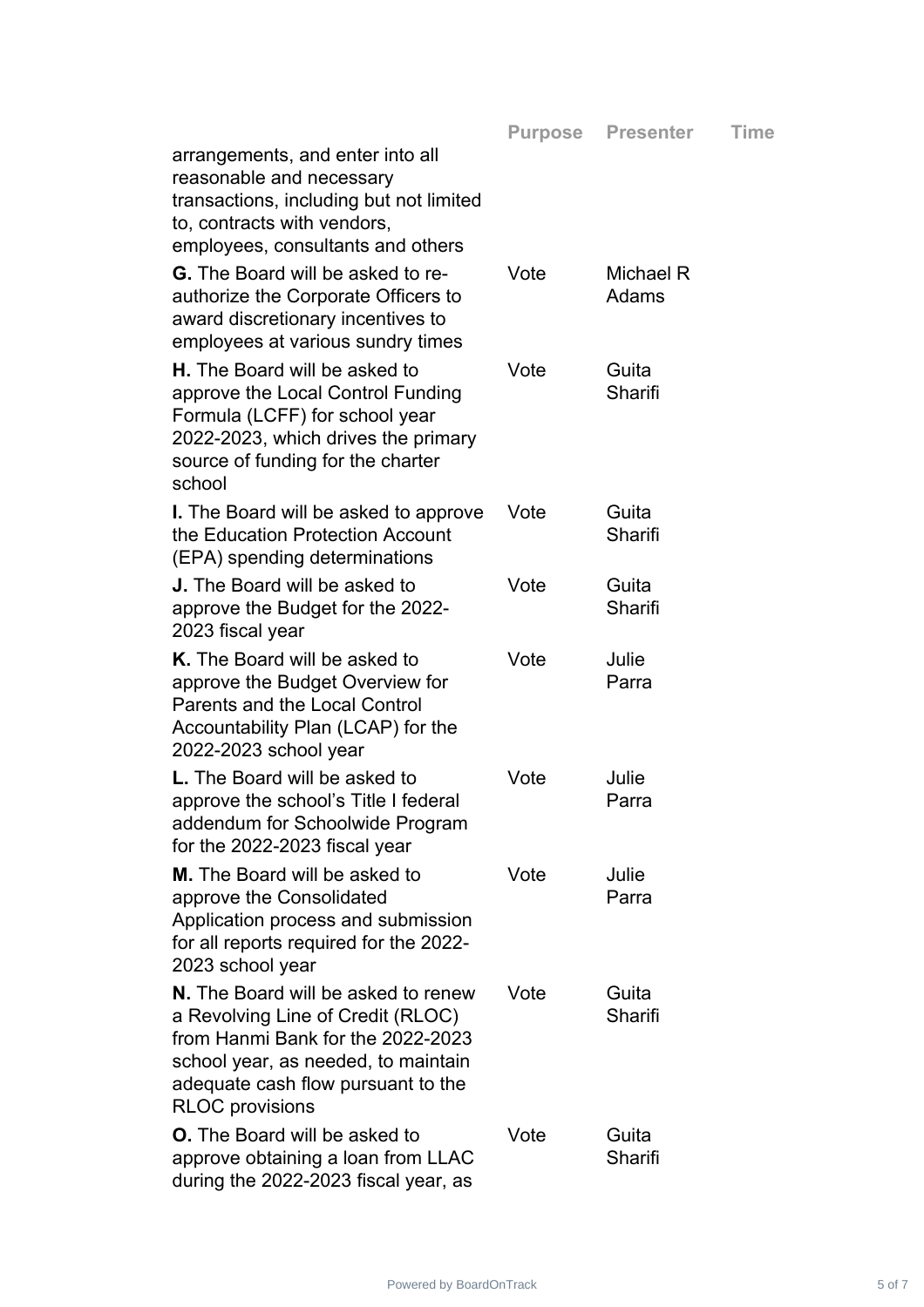| | Purpose | Presenter | Time |
|---|---|---|---|
| arrangements, and enter into all reasonable and necessary transactions, including but not limited to, contracts with vendors, employees, consultants and others | | | |
| **G.** The Board will be asked to re-authorize the Corporate Officers to award discretionary incentives to employees at various sundry times | Vote | Michael R Adams | |
| **H.** The Board will be asked to approve the Local Control Funding Formula (LCFF) for school year 2022-2023, which drives the primary source of funding for the charter school | Vote | Guita Sharifi | |
| **I.** The Board will be asked to approve the Education Protection Account (EPA) spending determinations | Vote | Guita Sharifi | |
| **J.** The Board will be asked to approve the Budget for the 2022-2023 fiscal year | Vote | Guita Sharifi | |
| **K.** The Board will be asked to approve the Budget Overview for Parents and the Local Control Accountability Plan (LCAP) for the 2022-2023 school year | Vote | Julie Parra | |
| **L.** The Board will be asked to approve the school's Title I federal addendum for Schoolwide Program for the 2022-2023 fiscal year | Vote | Julie Parra | |
| **M.** The Board will be asked to approve the Consolidated Application process and submission for all reports required for the 2022-2023 school year | Vote | Julie Parra | |
| **N.** The Board will be asked to renew a Revolving Line of Credit (RLOC) from Hanmi Bank for the 2022-2023 school year, as needed, to maintain adequate cash flow pursuant to the RLOC provisions | Vote | Guita Sharifi | |
| **O.** The Board will be asked to approve obtaining a loan from LLAC during the 2022-2023 fiscal year, as | Vote | Guita Sharifi | |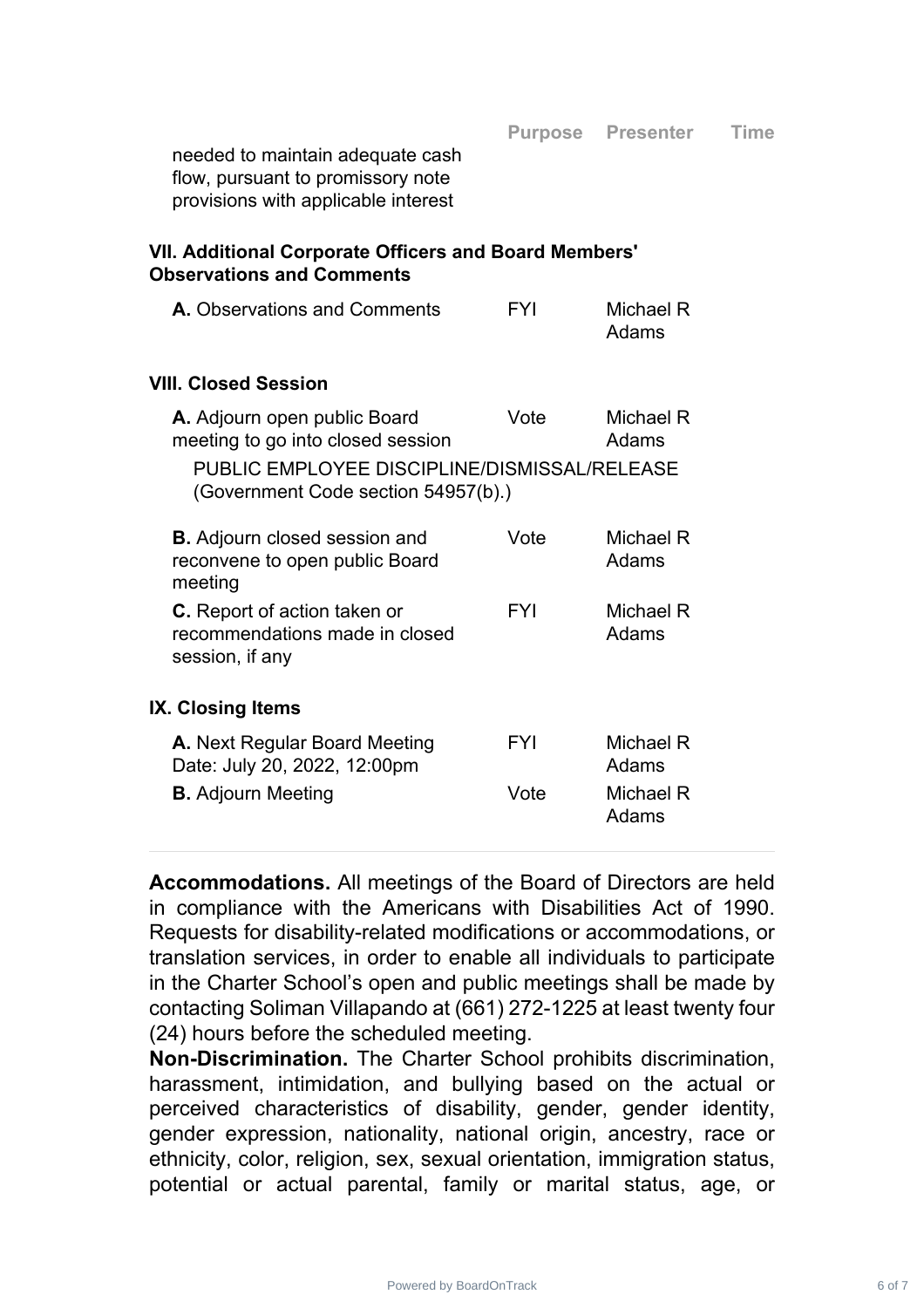| | Purpose | Presenter | Time |
|---|---|---|---|
| needed to maintain adequate cash flow, pursuant to promissory note provisions with applicable interest | | | |

### VII. Additional Corporate Officers and Board Members' Observations and Comments

| | Purpose | Presenter | Time |
|---|---|---|---|
| **A.** Observations and Comments | FYI | Michael R Adams | |

### VIII. Closed Session

| | Purpose | Presenter | Time |
|---|---|---|---|
| **A.** Adjourn open public Board meeting to go into closed session | Vote | Michael R Adams | |

PUBLIC EMPLOYEE DISCIPLINE/DISMISSAL/RELEASE (Government Code section 54957(b).)

| | Purpose | Presenter | Time |
|---|---|---|---|
| **B.** Adjourn closed session and reconvene to open public Board meeting | Vote | Michael R Adams | |
| **C.** Report of action taken or recommendations made in closed session, if any | FYI | Michael R Adams | |

### IX. Closing Items

| | Purpose | Presenter | Time |
|---|---|---|---|
| **A.** Next Regular Board Meeting Date: July 20, 2022, 12:00pm | FYI | Michael R Adams | |
| **B.** Adjourn Meeting | Vote | Michael R Adams | |

---

**Accommodations.** All meetings of the Board of Directors are held in compliance with the Americans with Disabilities Act of 1990. Requests for disability-related modifications or accommodations, or translation services, in order to enable all individuals to participate in the Charter School's open and public meetings shall be made by contacting Soliman Villapando at (661) 272-1225 at least twenty four (24) hours before the scheduled meeting.

**Non-Discrimination.** The Charter School prohibits discrimination, harassment, intimidation, and bullying based on the actual or perceived characteristics of disability, gender, gender identity, gender expression, nationality, national origin, ancestry, race or ethnicity, color, religion, sex, sexual orientation, immigration status, potential or actual parental, family or marital status, age, or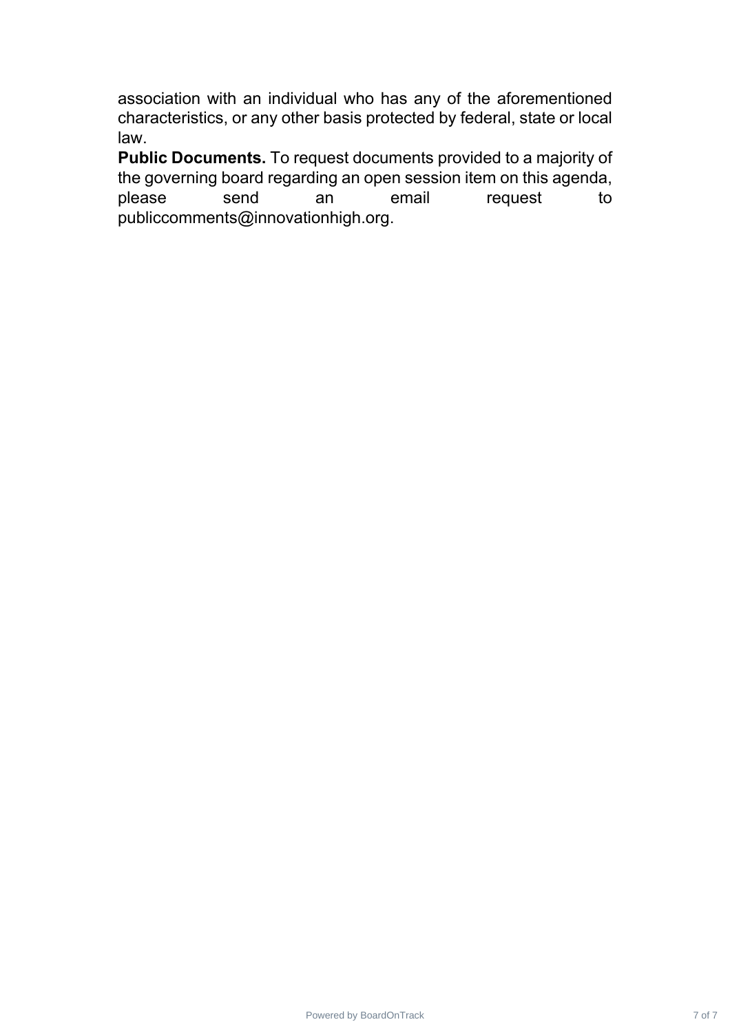association with an individual who has any of the aforementioned characteristics, or any other basis protected by federal, state or local law.

**Public Documents.** To request documents provided to a majority of the governing board regarding an open session item on this agenda, please send an email request to publiccomments@innovationhigh.org.